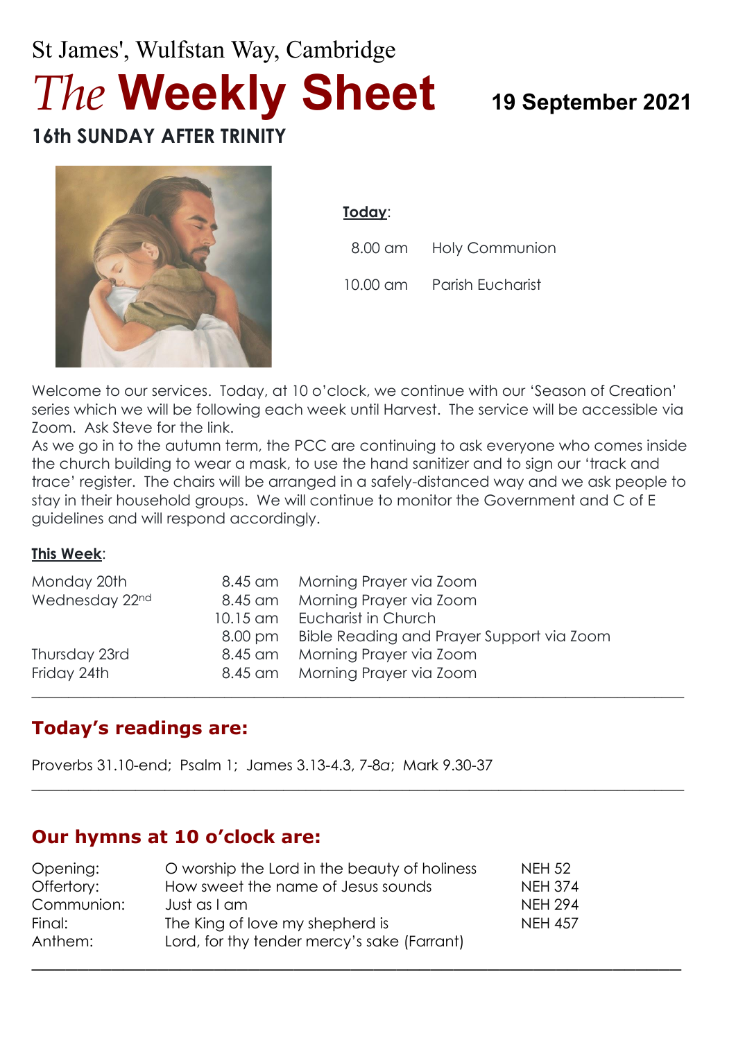St James', Wulfstan Way, Cambridge

# *The* **Weekly Sheet**

**19 September 2021**

## 16th SUNDAY AFTER TRINITY

**Today**:

| | |
|---|---|
| 8.00 am | Holy Communion |
| 10.00 am | Parish Eucharist |

Welcome to our services. Today, at 10 o'clock, we continue with our 'Season of Creation' series which we will be following each week until Harvest. The service will be accessible via Zoom. Ask Steve for the link.

As we go in to the autumn term, the PCC are continuing to ask everyone who comes inside the church building to wear a mask, to use the hand sanitizer and to sign our 'track and trace' register. The chairs will be arranged in a safely-distanced way and we ask people to stay in their household groups. We will continue to monitor the Government and C of E guidelines and will respond accordingly.

**This Week**:

| | | |
|---|---|---|
| Monday 20th | 8.45 am | Morning Prayer via Zoom |
| Wednesday 22nd | 8.45 am | Morning Prayer via Zoom |
| | 10.15 am | Eucharist in Church |
| | 8.00 pm | Bible Reading and Prayer Support via Zoom |
| Thursday 23rd | 8.45 am | Morning Prayer via Zoom |
| Friday 24th | 8.45 am | Morning Prayer via Zoom |

---

## Today's readings are:

Proverbs 31.10-end; Psalm 1; James 3.13-4.3, 7-8*a*; Mark 9.30-37

---

## Our hymns at 10 o'clock are:

| | | |
|---|---|---|
| Opening: | O worship the Lord in the beauty of holiness | NEH 52 |
| Offertory: | How sweet the name of Jesus sounds | NEH 374 |
| Communion: | Just as I am | NEH 294 |
| Final: | The King of love my shepherd is | NEH 457 |
| Anthem: | Lord, for thy tender mercy's sake (Farrant) | |

---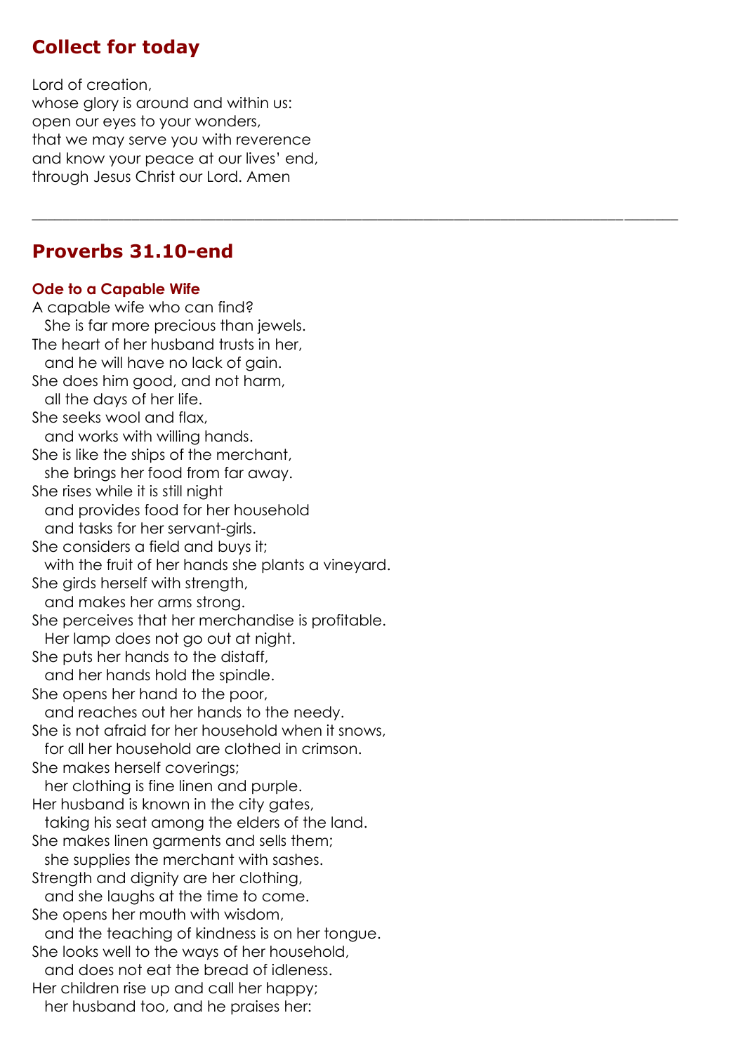## Collect for today

Lord of creation,
whose glory is around and within us:
open our eyes to your wonders,
that we may serve you with reverence
and know your peace at our lives' end,
through Jesus Christ our Lord. Amen

---

## Proverbs 31.10-end

### Ode to a Capable Wife

A capable wife who can find?
  She is far more precious than jewels.
The heart of her husband trusts in her,
  and he will have no lack of gain.
She does him good, and not harm,
  all the days of her life.
She seeks wool and flax,
  and works with willing hands.
She is like the ships of the merchant,
  she brings her food from far away.
She rises while it is still night
  and provides food for her household
  and tasks for her servant-girls.
She considers a field and buys it;
  with the fruit of her hands she plants a vineyard.
She girds herself with strength,
  and makes her arms strong.
She perceives that her merchandise is profitable.
  Her lamp does not go out at night.
She puts her hands to the distaff,
  and her hands hold the spindle.
She opens her hand to the poor,
  and reaches out her hands to the needy.
She is not afraid for her household when it snows,
  for all her household are clothed in crimson.
She makes herself coverings;
  her clothing is fine linen and purple.
Her husband is known in the city gates,
  taking his seat among the elders of the land.
She makes linen garments and sells them;
  she supplies the merchant with sashes.
Strength and dignity are her clothing,
  and she laughs at the time to come.
She opens her mouth with wisdom,
  and the teaching of kindness is on her tongue.
She looks well to the ways of her household,
  and does not eat the bread of idleness.
Her children rise up and call her happy;
  her husband too, and he praises her: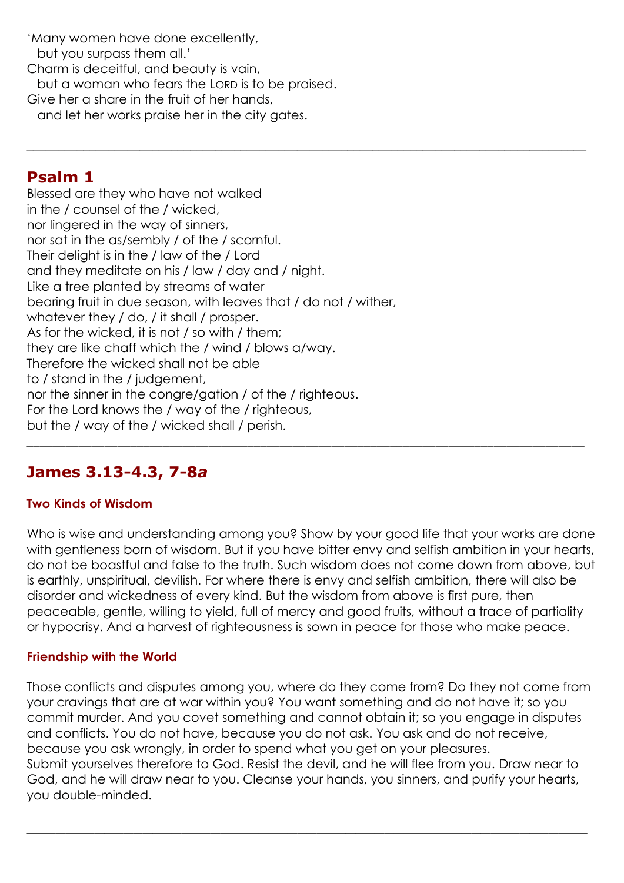'Many women have done excellently,
  but you surpass them all.'
Charm is deceitful, and beauty is vain,
  but a woman who fears the LORD is to be praised.
Give her a share in the fruit of her hands,
  and let her works praise her in the city gates.

---

## Psalm 1

Blessed are they who have not walked
in the / counsel of the / wicked,
nor lingered in the way of sinners,
nor sat in the as/sembly / of the / scornful.
Their delight is in the / law of the / Lord
and they meditate on his / law / day and / night.
Like a tree planted by streams of water
bearing fruit in due season, with leaves that / do not / wither,
whatever they / do, / it shall / prosper.
As for the wicked, it is not / so with / them;
they are like chaff which the / wind / blows a/way.
Therefore the wicked shall not be able
to / stand in the / judgement,
nor the sinner in the congre/gation / of the / righteous.
For the Lord knows the / way of the / righteous,
but the / way of the / wicked shall / perish.

---

## James 3.13-4.3, 7-8*a*

### Two Kinds of Wisdom

Who is wise and understanding among you? Show by your good life that your works are done with gentleness born of wisdom. But if you have bitter envy and selfish ambition in your hearts, do not be boastful and false to the truth. Such wisdom does not come down from above, but is earthly, unspiritual, devilish. For where there is envy and selfish ambition, there will also be disorder and wickedness of every kind. But the wisdom from above is first pure, then peaceable, gentle, willing to yield, full of mercy and good fruits, without a trace of partiality or hypocrisy. And a harvest of righteousness is sown in peace for those who make peace.

### Friendship with the World

Those conflicts and disputes among you, where do they come from? Do they not come from your cravings that are at war within you? You want something and do not have it; so you commit murder. And you covet something and cannot obtain it; so you engage in disputes and conflicts. You do not have, because you do not ask. You ask and do not receive, because you ask wrongly, in order to spend what you get on your pleasures.
Submit yourselves therefore to God. Resist the devil, and he will flee from you. Draw near to God, and he will draw near to you. Cleanse your hands, you sinners, and purify your hearts, you double-minded.

---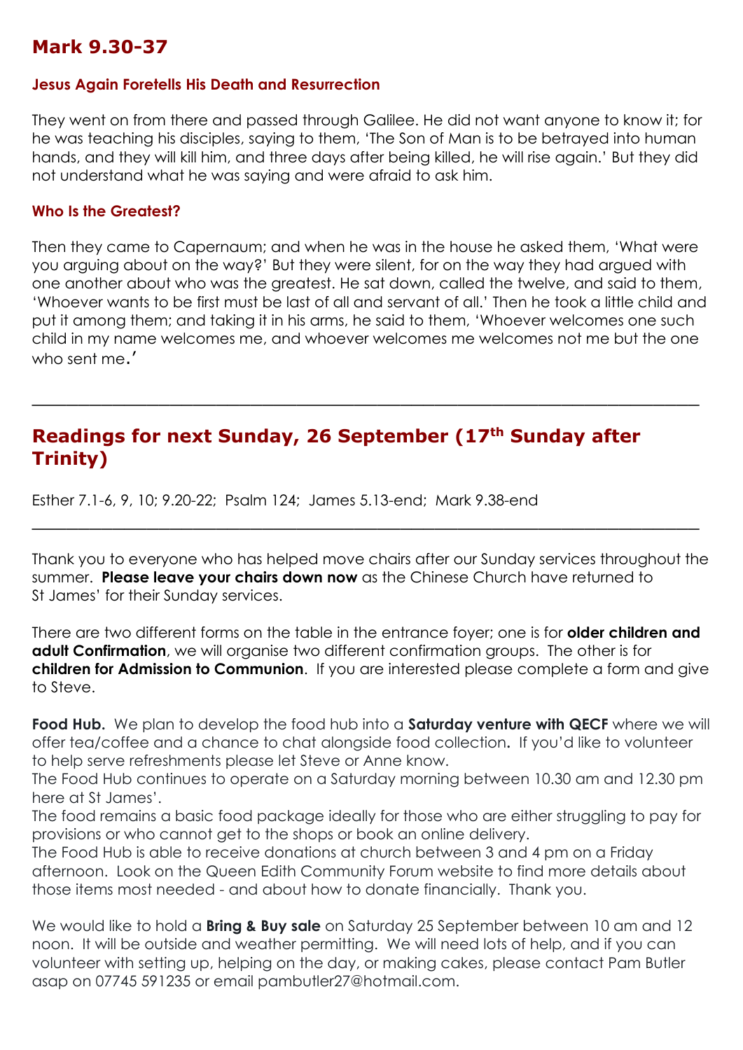## Mark 9.30-37

### Jesus Again Foretells His Death and Resurrection

They went on from there and passed through Galilee. He did not want anyone to know it; for he was teaching his disciples, saying to them, 'The Son of Man is to be betrayed into human hands, and they will kill him, and three days after being killed, he will rise again.' But they did not understand what he was saying and were afraid to ask him.

### Who Is the Greatest?

Then they came to Capernaum; and when he was in the house he asked them, 'What were you arguing about on the way?' But they were silent, for on the way they had argued with one another about who was the greatest. He sat down, called the twelve, and said to them, 'Whoever wants to be first must be last of all and servant of all.' Then he took a little child and put it among them; and taking it in his arms, he said to them, 'Whoever welcomes one such child in my name welcomes me, and whoever welcomes me welcomes not me but the one who sent me.'

---

## Readings for next Sunday, 26 September (17th Sunday after Trinity)

Esther 7.1-6, 9, 10; 9.20-22; Psalm 124; James 5.13-end; Mark 9.38-end

---

Thank you to everyone who has helped move chairs after our Sunday services throughout the summer. **Please leave your chairs down now** as the Chinese Church have returned to St James' for their Sunday services.

There are two different forms on the table in the entrance foyer; one is for **older children and adult Confirmation**, we will organise two different confirmation groups. The other is for **children for Admission to Communion**. If you are interested please complete a form and give to Steve.

**Food Hub.** We plan to develop the food hub into a **Saturday venture with QECF** where we will offer tea/coffee and a chance to chat alongside food collection**.** If you'd like to volunteer to help serve refreshments please let Steve or Anne know.
The Food Hub continues to operate on a Saturday morning between 10.30 am and 12.30 pm here at St James'.
The food remains a basic food package ideally for those who are either struggling to pay for provisions or who cannot get to the shops or book an online delivery.
The Food Hub is able to receive donations at church between 3 and 4 pm on a Friday afternoon. Look on the Queen Edith Community Forum website to find more details about those items most needed - and about how to donate financially. Thank you.

We would like to hold a **Bring & Buy sale** on Saturday 25 September between 10 am and 12 noon. It will be outside and weather permitting. We will need lots of help, and if you can volunteer with setting up, helping on the day, or making cakes, please contact Pam Butler asap on 07745 591235 or email pambutler27@hotmail.com.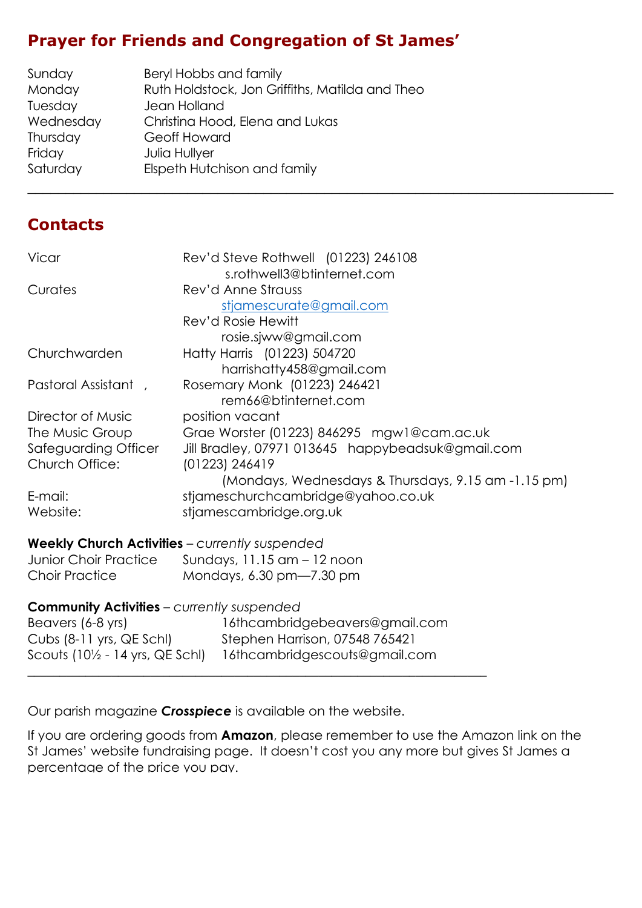## Prayer for Friends and Congregation of St James'

| | |
|---|---|
| Sunday | Beryl Hobbs and family |
| Monday | Ruth Holdstock, Jon Griffiths, Matilda and Theo |
| Tuesday | Jean Holland |
| Wednesday | Christina Hood, Elena and Lukas |
| Thursday | Geoff Howard |
| Friday | Julia Hullyer |
| Saturday | Elspeth Hutchison and family |

---

## Contacts

| | |
|---|---|
| Vicar | Rev'd Steve Rothwell (01223) 246108<br>s.rothwell3@btinternet.com |
| Curates | Rev'd Anne Strauss<br>stjamescurate@gmail.com<br>Rev'd Rosie Hewitt<br>rosie.sjww@gmail.com |
| Churchwarden | Hatty Harris (01223) 504720<br>harrishatty458@gmail.com |
| Pastoral Assistant , | Rosemary Monk (01223) 246421<br>rem66@btinternet.com |
| Director of Music | position vacant |
| The Music Group | Grae Worster (01223) 846295 mgw1@cam.ac.uk |
| Safeguarding Officer | Jill Bradley, 07971 013645 happybeadsuk@gmail.com |
| Church Office: | (01223) 246419<br>(Mondays, Wednesdays & Thursdays, 9.15 am -1.15 pm) |
| E-mail: | stjameschurchcambridge@yahoo.co.uk |
| Website: | stjamescambridge.org.uk |

**Weekly Church Activities** – *currently suspended*

| | |
|---|---|
| Junior Choir Practice | Sundays, 11.15 am – 12 noon |
| Choir Practice | Mondays, 6.30 pm—7.30 pm |

**Community Activities** – *currently suspended*

| | |
|---|---|
| Beavers (6-8 yrs) | 16thcambridgebeavers@gmail.com |
| Cubs (8-11 yrs, QE Schl) | Stephen Harrison, 07548 765421 |
| Scouts (10½ - 14 yrs, QE Schl) | 16thcambridgescouts@gmail.com |

---

Our parish magazine ***Crosspiece*** is available on the website.

If you are ordering goods from **Amazon**, please remember to use the Amazon link on the St James' website fundraising page. It doesn't cost you any more but gives St James a percentage of the price you pay.